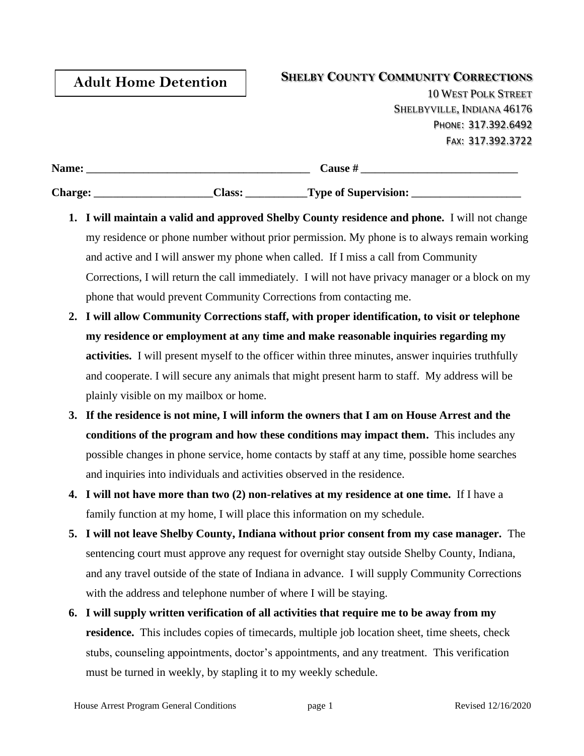# Adult Home Detention

**SHELBY COUNTY COMMUNITY CORRECTIONS**
10 WEST POLK STREET
SHELBYVILLE, INDIANA 46176
PHONE: 317.392.6492
FAX: 317.392.3722

**Name:** ________________________________________ **Cause #** ____________________________

**Charge:** _____________________**Class:** ___________**Type of Supervision:** ____________________

1. **I will maintain a valid and approved Shelby County residence and phone.** I will not change my residence or phone number without prior permission. My phone is to always remain working and active and I will answer my phone when called. If I miss a call from Community Corrections, I will return the call immediately. I will not have privacy manager or a block on my phone that would prevent Community Corrections from contacting me.
2. **I will allow Community Corrections staff, with proper identification, to visit or telephone my residence or employment at any time and make reasonable inquiries regarding my activities.** I will present myself to the officer within three minutes, answer inquiries truthfully and cooperate. I will secure any animals that might present harm to staff. My address will be plainly visible on my mailbox or home.
3. **If the residence is not mine, I will inform the owners that I am on House Arrest and the conditions of the program and how these conditions may impact them.** This includes any possible changes in phone service, home contacts by staff at any time, possible home searches and inquiries into individuals and activities observed in the residence.
4. **I will not have more than two (2) non-relatives at my residence at one time.** If I have a family function at my home, I will place this information on my schedule.
5. **I will not leave Shelby County, Indiana without prior consent from my case manager.** The sentencing court must approve any request for overnight stay outside Shelby County, Indiana, and any travel outside of the state of Indiana in advance. I will supply Community Corrections with the address and telephone number of where I will be staying.
6. **I will supply written verification of all activities that require me to be away from my residence.** This includes copies of timecards, multiple job location sheet, time sheets, check stubs, counseling appointments, doctor's appointments, and any treatment. This verification must be turned in weekly, by stapling it to my weekly schedule.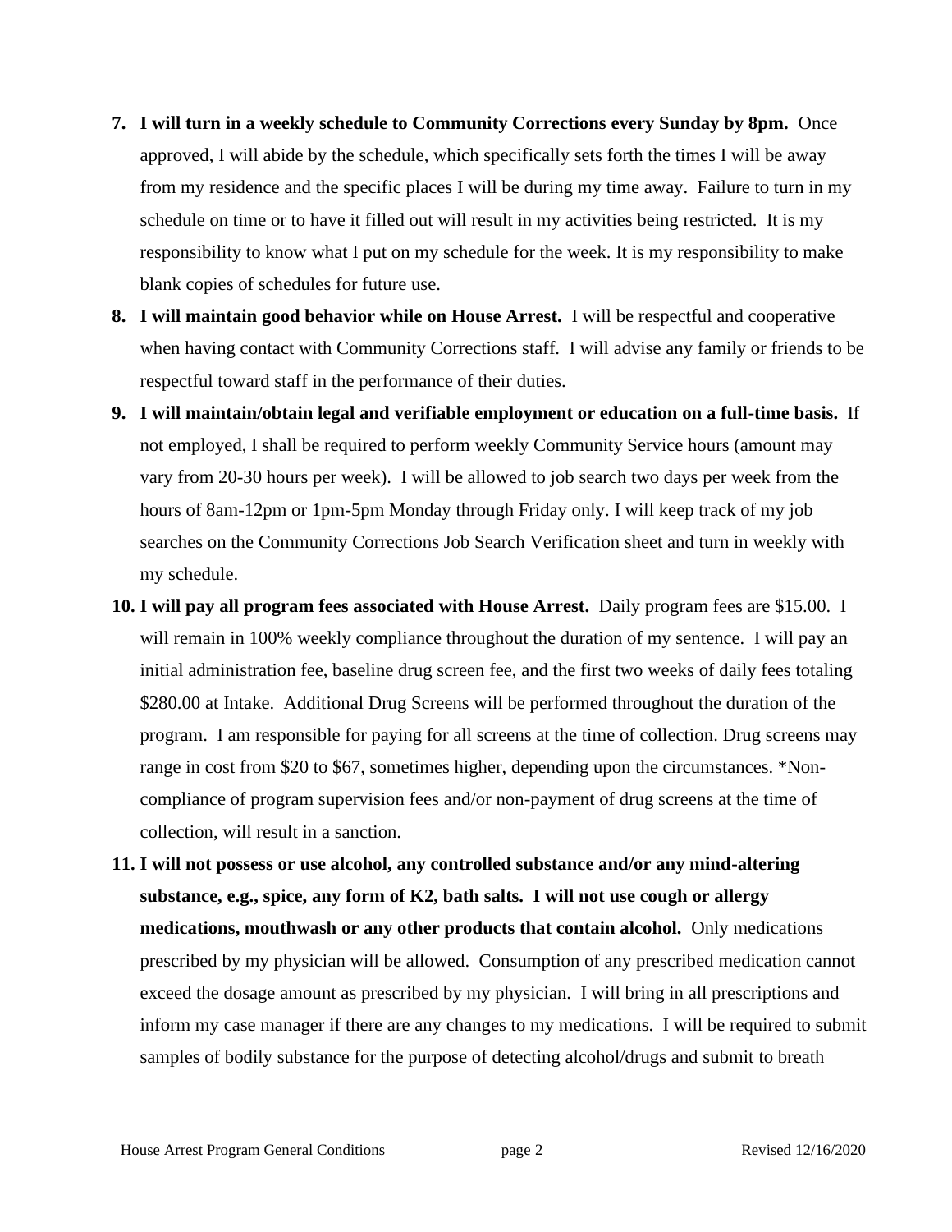7. **I will turn in a weekly schedule to Community Corrections every Sunday by 8pm.** Once approved, I will abide by the schedule, which specifically sets forth the times I will be away from my residence and the specific places I will be during my time away. Failure to turn in my schedule on time or to have it filled out will result in my activities being restricted. It is my responsibility to know what I put on my schedule for the week. It is my responsibility to make blank copies of schedules for future use.
8. **I will maintain good behavior while on House Arrest.** I will be respectful and cooperative when having contact with Community Corrections staff. I will advise any family or friends to be respectful toward staff in the performance of their duties.
9. **I will maintain/obtain legal and verifiable employment or education on a full-time basis.** If not employed, I shall be required to perform weekly Community Service hours (amount may vary from 20-30 hours per week). I will be allowed to job search two days per week from the hours of 8am-12pm or 1pm-5pm Monday through Friday only. I will keep track of my job searches on the Community Corrections Job Search Verification sheet and turn in weekly with my schedule.
10. **I will pay all program fees associated with House Arrest.** Daily program fees are $15.00. I will remain in 100% weekly compliance throughout the duration of my sentence. I will pay an initial administration fee, baseline drug screen fee, and the first two weeks of daily fees totaling $280.00 at Intake. Additional Drug Screens will be performed throughout the duration of the program. I am responsible for paying for all screens at the time of collection. Drug screens may range in cost from $20 to $67, sometimes higher, depending upon the circumstances. *Non-compliance of program supervision fees and/or non-payment of drug screens at the time of collection, will result in a sanction.
11. **I will not possess or use alcohol, any controlled substance and/or any mind-altering substance, e.g., spice, any form of K2, bath salts. I will not use cough or allergy medications, mouthwash or any other products that contain alcohol.** Only medications prescribed by my physician will be allowed. Consumption of any prescribed medication cannot exceed the dosage amount as prescribed by my physician. I will bring in all prescriptions and inform my case manager if there are any changes to my medications. I will be required to submit samples of bodily substance for the purpose of detecting alcohol/drugs and submit to breath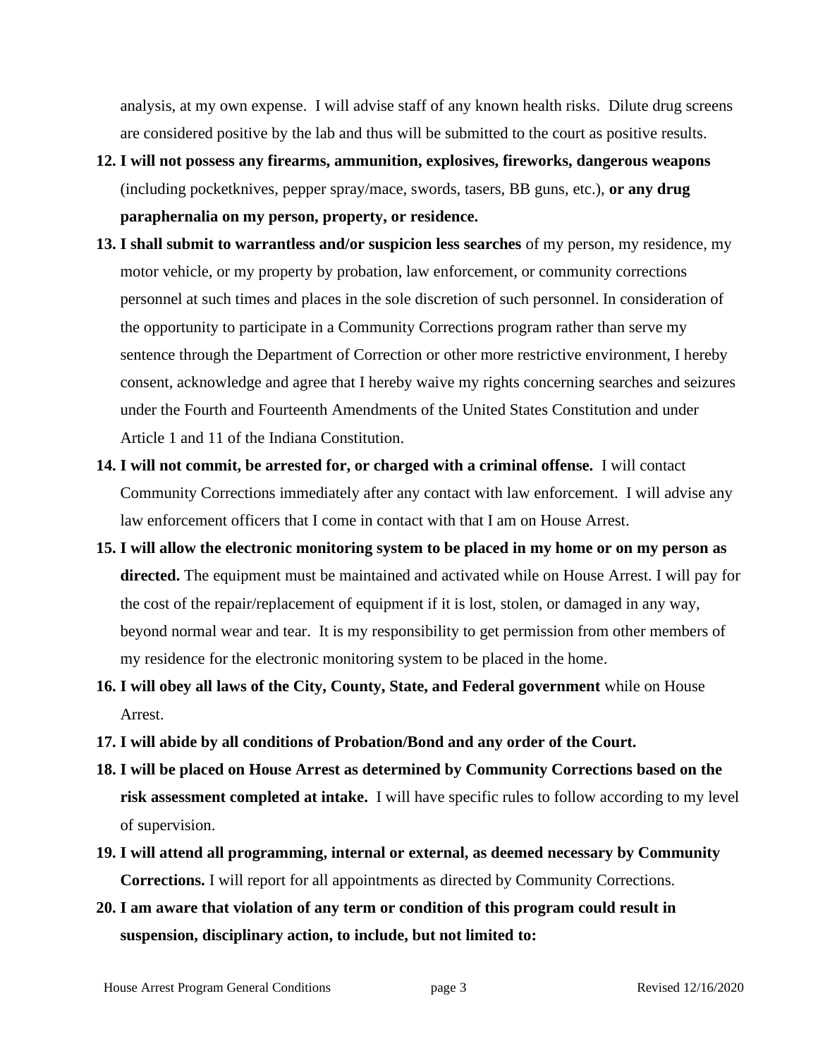analysis, at my own expense. I will advise staff of any known health risks. Dilute drug screens are considered positive by the lab and thus will be submitted to the court as positive results.

12. **I will not possess any firearms, ammunition, explosives, fireworks, dangerous weapons** (including pocketknives, pepper spray/mace, swords, tasers, BB guns, etc.), **or any drug paraphernalia on my person, property, or residence.**
13. **I shall submit to warrantless and/or suspicion less searches** of my person, my residence, my motor vehicle, or my property by probation, law enforcement, or community corrections personnel at such times and places in the sole discretion of such personnel. In consideration of the opportunity to participate in a Community Corrections program rather than serve my sentence through the Department of Correction or other more restrictive environment, I hereby consent, acknowledge and agree that I hereby waive my rights concerning searches and seizures under the Fourth and Fourteenth Amendments of the United States Constitution and under Article 1 and 11 of the Indiana Constitution.
14. **I will not commit, be arrested for, or charged with a criminal offense.** I will contact Community Corrections immediately after any contact with law enforcement. I will advise any law enforcement officers that I come in contact with that I am on House Arrest.
15. **I will allow the electronic monitoring system to be placed in my home or on my person as directed.** The equipment must be maintained and activated while on House Arrest. I will pay for the cost of the repair/replacement of equipment if it is lost, stolen, or damaged in any way, beyond normal wear and tear. It is my responsibility to get permission from other members of my residence for the electronic monitoring system to be placed in the home.
16. **I will obey all laws of the City, County, State, and Federal government** while on House Arrest.
17. **I will abide by all conditions of Probation/Bond and any order of the Court.**
18. **I will be placed on House Arrest as determined by Community Corrections based on the risk assessment completed at intake.** I will have specific rules to follow according to my level of supervision.
19. **I will attend all programming, internal or external, as deemed necessary by Community Corrections.** I will report for all appointments as directed by Community Corrections.
20. **I am aware that violation of any term or condition of this program could result in suspension, disciplinary action, to include, but not limited to:**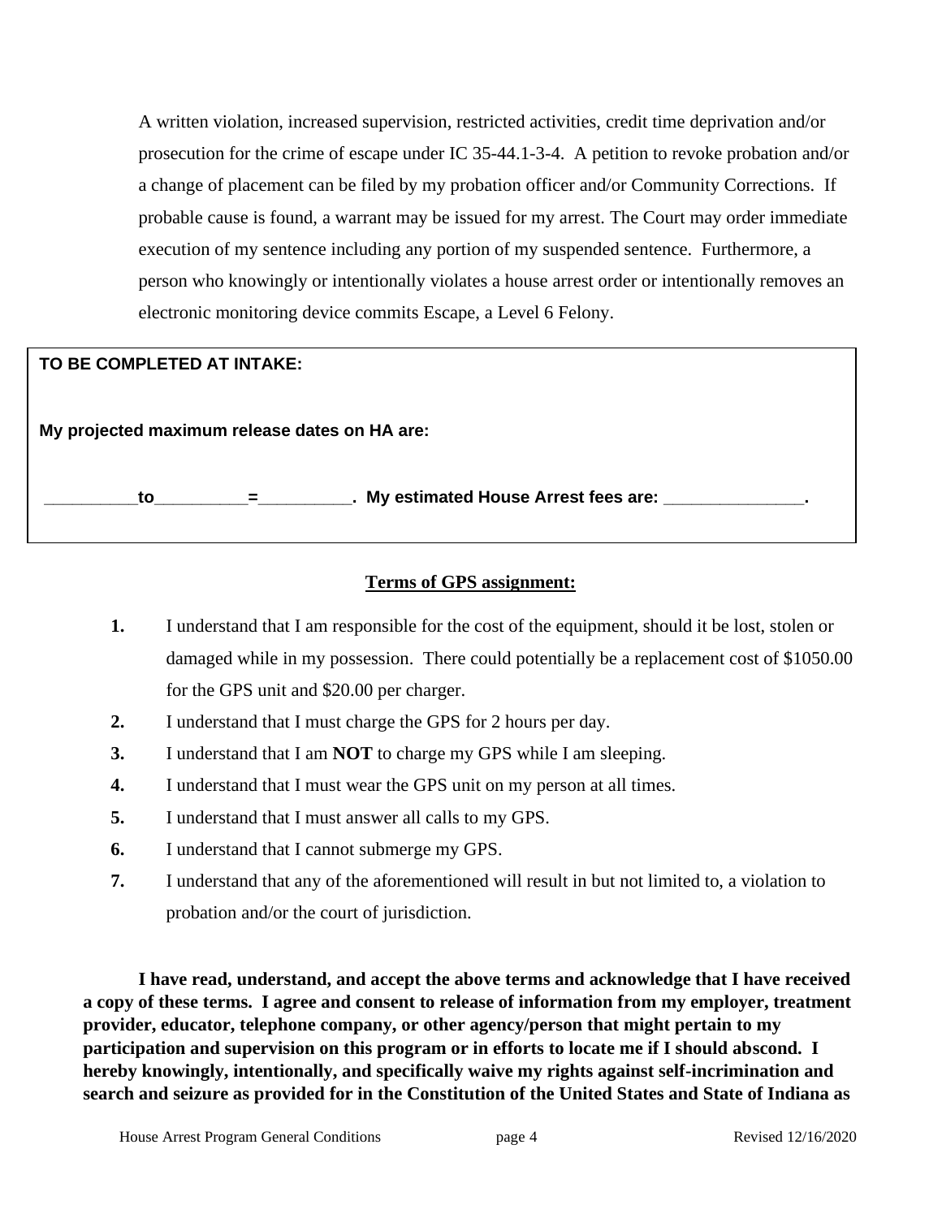A written violation, increased supervision, restricted activities, credit time deprivation and/or prosecution for the crime of escape under IC 35-44.1-3-4. A petition to revoke probation and/or a change of placement can be filed by my probation officer and/or Community Corrections. If probable cause is found, a warrant may be issued for my arrest. The Court may order immediate execution of my sentence including any portion of my suspended sentence. Furthermore, a person who knowingly or intentionally violates a house arrest order or intentionally removes an electronic monitoring device commits Escape, a Level 6 Felony.

**TO BE COMPLETED AT INTAKE:**

**My projected maximum release dates on HA are:**

**__________to__________=__________. My estimated House Arrest fees are: _______________.**

**Terms of GPS assignment:**

1. I understand that I am responsible for the cost of the equipment, should it be lost, stolen or damaged while in my possession. There could potentially be a replacement cost of $1050.00 for the GPS unit and $20.00 per charger.
2. I understand that I must charge the GPS for 2 hours per day.
3. I understand that I am **NOT** to charge my GPS while I am sleeping.
4. I understand that I must wear the GPS unit on my person at all times.
5. I understand that I must answer all calls to my GPS.
6. I understand that I cannot submerge my GPS.
7. I understand that any of the aforementioned will result in but not limited to, a violation to probation and/or the court of jurisdiction.

**I have read, understand, and accept the above terms and acknowledge that I have received a copy of these terms. I agree and consent to release of information from my employer, treatment provider, educator, telephone company, or other agency/person that might pertain to my participation and supervision on this program or in efforts to locate me if I should abscond. I hereby knowingly, intentionally, and specifically waive my rights against self-incrimination and search and seizure as provided for in the Constitution of the United States and State of Indiana as**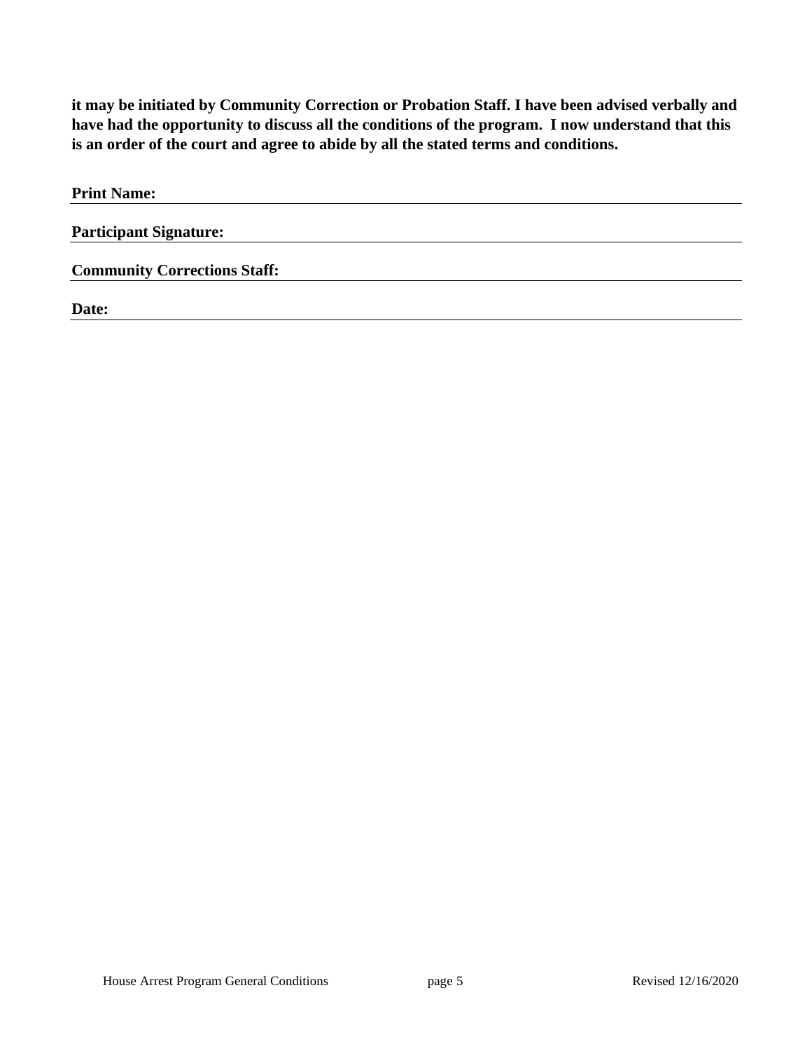**it may be initiated by Community Correction or Probation Staff. I have been advised verbally and have had the opportunity to discuss all the conditions of the program. I now understand that this is an order of the court and agree to abide by all the stated terms and conditions.**

**Print Name:** \_\_\_\_\_\_\_\_\_\_\_\_\_\_\_\_\_\_\_\_\_\_\_\_\_\_\_\_\_\_\_\_\_\_\_\_\_\_\_\_

**Participant Signature:** \_\_\_\_\_\_\_\_\_\_\_\_\_\_\_\_\_\_\_\_\_\_\_\_\_\_\_\_\_\_\_\_\_\_\_\_\_\_\_\_

**Community Corrections Staff:** \_\_\_\_\_\_\_\_\_\_\_\_\_\_\_\_\_\_\_\_\_\_\_\_\_\_\_\_\_\_\_\_\_\_\_\_\_\_\_\_

**Date:** \_\_\_\_\_\_\_\_\_\_\_\_\_\_\_\_\_\_\_\_\_\_\_\_\_\_\_\_\_\_\_\_\_\_\_\_\_\_\_\_